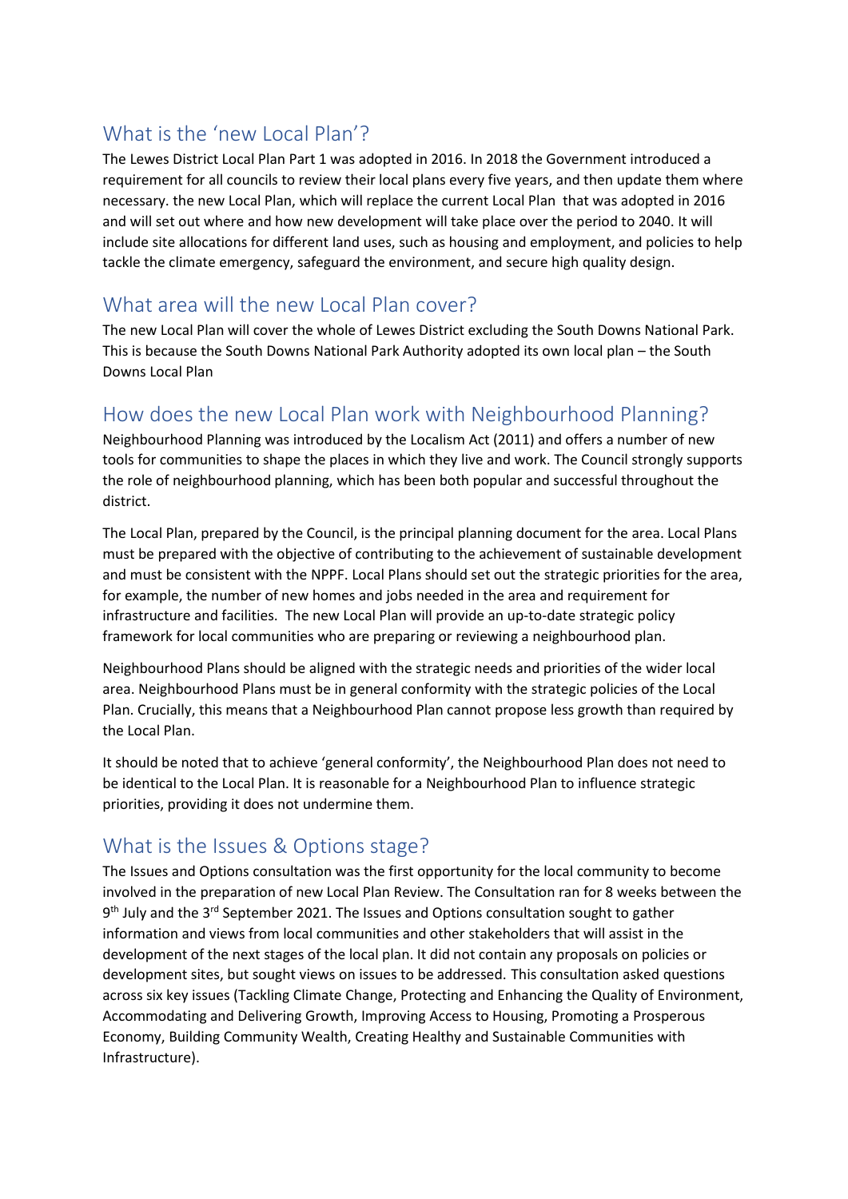## What is the 'new Local Plan'?

The Lewes District Local Plan Part 1 was adopted in 2016. In 2018 the Government introduced a requirement for all councils to review their local plans every five years, and then update them where necessary. the new Local Plan, which will replace the current Local Plan that was adopted in 2016 and will set out where and how new development will take place over the period to 2040. It will include site allocations for different land uses, such as housing and employment, and policies to help tackle the climate emergency, safeguard the environment, and secure high quality design.

## What area will the new Local Plan cover?

The new Local Plan will cover the whole of Lewes District excluding the South Downs National Park. This is because the South Downs National Park Authority adopted its own local plan – the South Downs Local Plan

## How does the new Local Plan work with Neighbourhood Planning?

Neighbourhood Planning was introduced by the Localism Act (2011) and offers a number of new tools for communities to shape the places in which they live and work. The Council strongly supports the role of neighbourhood planning, which has been both popular and successful throughout the district.

The Local Plan, prepared by the Council, is the principal planning document for the area. Local Plans must be prepared with the objective of contributing to the achievement of sustainable development and must be consistent with the NPPF. Local Plans should set out the strategic priorities for the area, for example, the number of new homes and jobs needed in the area and requirement for infrastructure and facilities. The new Local Plan will provide an up-to-date strategic policy framework for local communities who are preparing or reviewing a neighbourhood plan.

Neighbourhood Plans should be aligned with the strategic needs and priorities of the wider local area. Neighbourhood Plans must be in general conformity with the strategic policies of the Local Plan. Crucially, this means that a Neighbourhood Plan cannot propose less growth than required by the Local Plan.

It should be noted that to achieve 'general conformity', the Neighbourhood Plan does not need to be identical to the Local Plan. It is reasonable for a Neighbourhood Plan to influence strategic priorities, providing it does not undermine them.

## What is the Issues & Options stage?

The Issues and Options consultation was the first opportunity for the local community to become involved in the preparation of new Local Plan Review. The Consultation ran for 8 weeks between the 9th July and the 3rd September 2021. The Issues and Options consultation sought to gather information and views from local communities and other stakeholders that will assist in the development of the next stages of the local plan. It did not contain any proposals on policies or development sites, but sought views on issues to be addressed. This consultation asked questions across six key issues (Tackling Climate Change, Protecting and Enhancing the Quality of Environment, Accommodating and Delivering Growth, Improving Access to Housing, Promoting a Prosperous Economy, Building Community Wealth, Creating Healthy and Sustainable Communities with Infrastructure).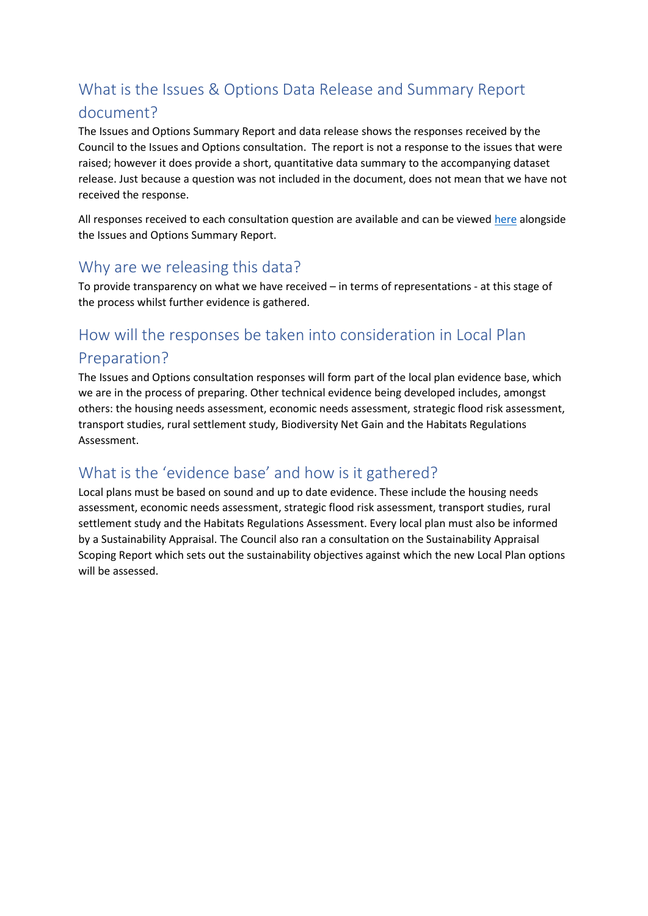## What is the Issues & Options Data Release and Summary Report document?

The Issues and Options Summary Report and data release shows the responses received by the Council to the Issues and Options consultation. The report is not a response to the issues that were raised; however it does provide a short, quantitative data summary to the accompanying dataset release. Just because a question was not included in the document, does not mean that we have not received the response.

All responses received to each consultation question are available and can be viewed here alongside the Issues and Options Summary Report.

## Why are we releasing this data?

To provide transparency on what we have received – in terms of representations - at this stage of the process whilst further evidence is gathered.

## How will the responses be taken into consideration in Local Plan Preparation?

The Issues and Options consultation responses will form part of the local plan evidence base, which we are in the process of preparing. Other technical evidence being developed includes, amongst others: the housing needs assessment, economic needs assessment, strategic flood risk assessment, transport studies, rural settlement study, Biodiversity Net Gain and the Habitats Regulations Assessment.

## What is the 'evidence base' and how is it gathered?

Local plans must be based on sound and up to date evidence. These include the housing needs assessment, economic needs assessment, strategic flood risk assessment, transport studies, rural settlement study and the Habitats Regulations Assessment. Every local plan must also be informed by a Sustainability Appraisal. The Council also ran a consultation on the Sustainability Appraisal Scoping Report which sets out the sustainability objectives against which the new Local Plan options will be assessed.